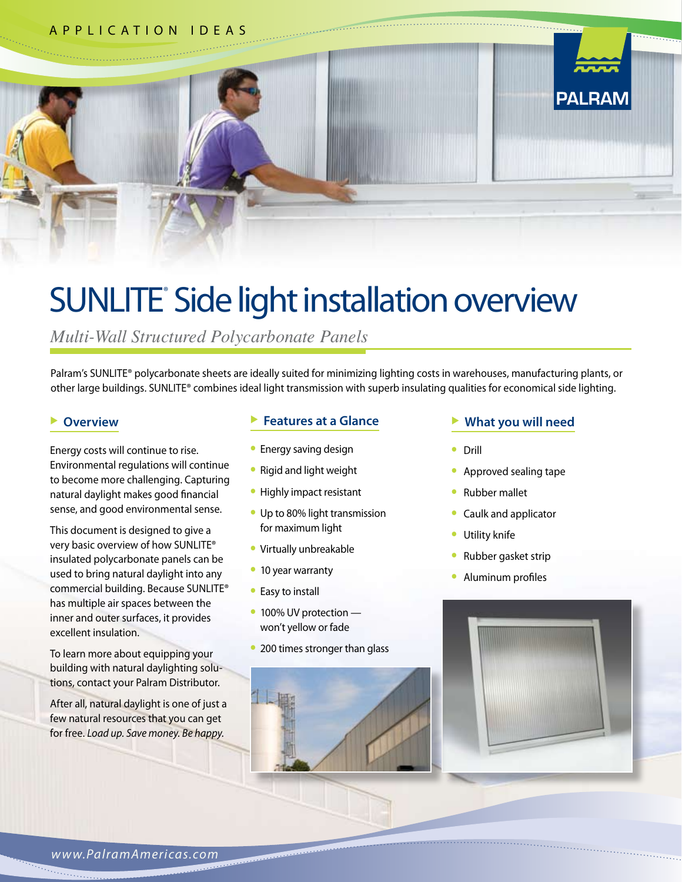APPLICATION IDEAS

# SUNLITE® Side light installation overview

*Multi-Wall Structured Polycarbonate Panels*

Palram's SUNLITE® polycarbonate sheets are ideally suited for minimizing lighting costs in warehouses, manufacturing plants, or other large buildings. SUNLITE® combines ideal light transmission with superb insulating qualities for economical side lighting.

## Overview

Energy costs will continue to rise. Environmental regulations will continue to become more challenging. Capturing natural daylight makes good financial sense, and good environmental sense.

This document is designed to give a very basic overview of how SUNLITE® insulated polycarbonate panels can be used to bring natural daylight into any commercial building. Because SUNLITE® has multiple air spaces between the inner and outer surfaces, it provides excellent insulation.

To learn more about equipping your building with natural daylighting solutions, contact your Palram Distributor.

After all, natural daylight is one of just a few natural resources that you can get for free. *Load up. Save money. Be happy.*

## Features at a Glance

- Energy saving design
- Rigid and light weight
- Highly impact resistant
- Up to 80% light transmission for maximum light
- Virtually unbreakable
- 10 year warranty
- Easy to install
- 100% UV protection — won't yellow or fade
- 200 times stronger than glass

## What you will need

- Drill
- Approved sealing tape
- Rubber mallet
- Caulk and applicator
- Utility knife
- Rubber gasket strip
- Aluminum profiles

www.PalramAmericas.com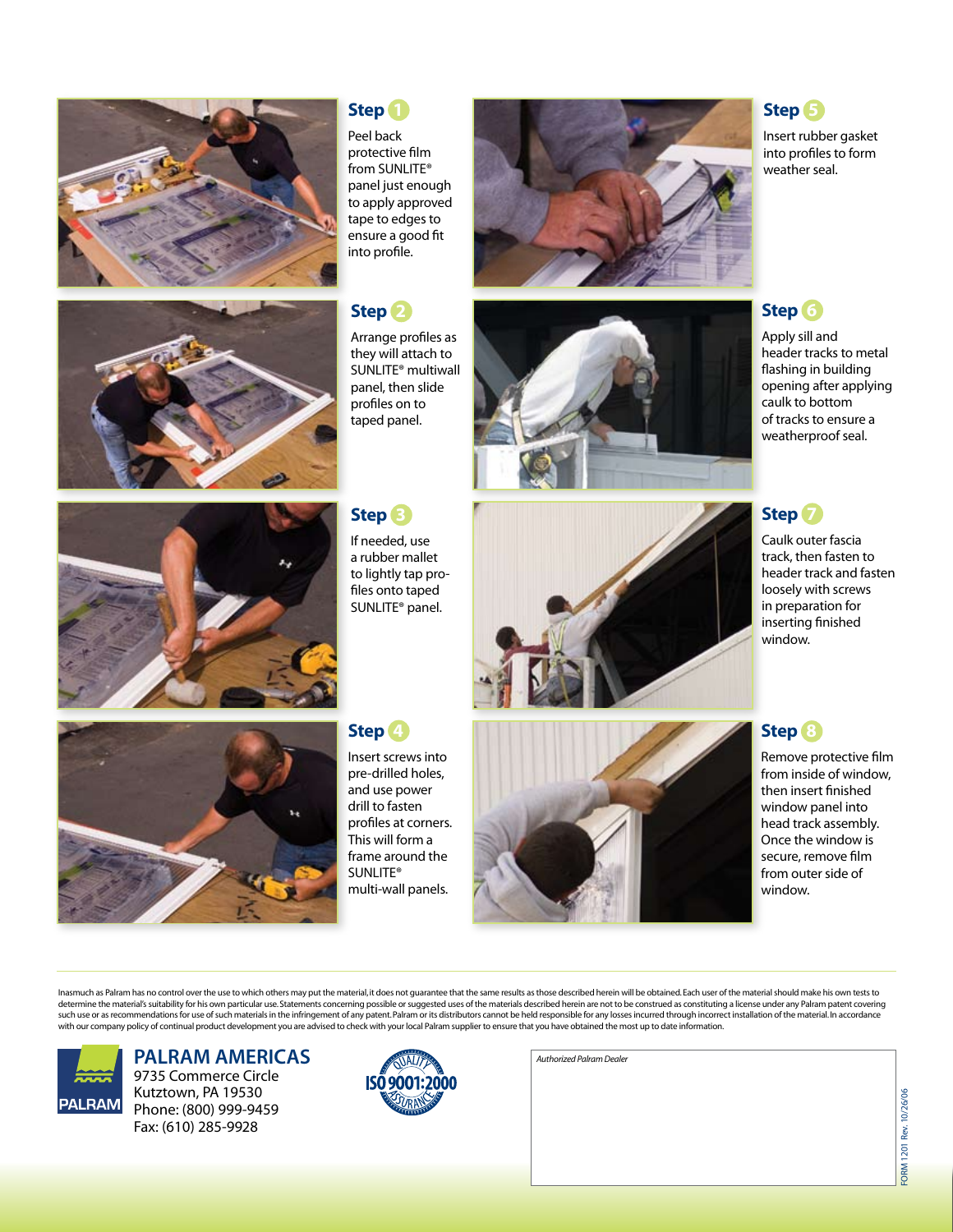## Step 1

Peel back protective film from SUNLITE® panel just enough to apply approved tape to edges to ensure a good fit into profile.

## Step 2

Arrange profiles as they will attach to SUNLITE® multiwall panel, then slide profiles on to taped panel.

## Step 3

If needed, use a rubber mallet to lightly tap profiles onto taped SUNLITE® panel.

## Step 4

Insert screws into pre-drilled holes, and use power drill to fasten profiles at corners. This will form a frame around the SUNLITE® multi-wall panels.

## Step 5

Insert rubber gasket into profiles to form weather seal.

## Step 6

Apply sill and header tracks to metal flashing in building opening after applying caulk to bottom of tracks to ensure a weatherproof seal.

## Step 7

Caulk outer fascia track, then fasten to header track and fasten loosely with screws in preparation for inserting finished window.

## Step 8

Remove protective film from inside of window, then insert finished window panel into head track assembly. Once the window is secure, remove film from outer side of window.

---

Inasmuch as Palram has no control over the use to which others may put the material, it does not guarantee that the same results as those described herein will be obtained. Each user of the material should make his own tests to determine the material's suitability for his own particular use. Statements concerning possible or suggested uses of the materials described herein are not to be construed as constituting a license under any Palram patent covering such use or as recommendations for use of such materials in the infringement of any patent. Palram or its distributors cannot be held responsible for any losses incurred through incorrect installation of the material. In accordance with our company policy of continual product development you are advised to check with your local Palram supplier to ensure that you have obtained the most up to date information.

PALRAM

**PALRAM AMERICAS**
9735 Commerce Circle
Kutztown, PA 19530
Phone: (800) 999-9459
Fax: (610) 285-9928

QUALITY ISO 9001:2000 ASSURANCE

*Authorized Palram Dealer*

FORM 1201 Rev. 10/26/06